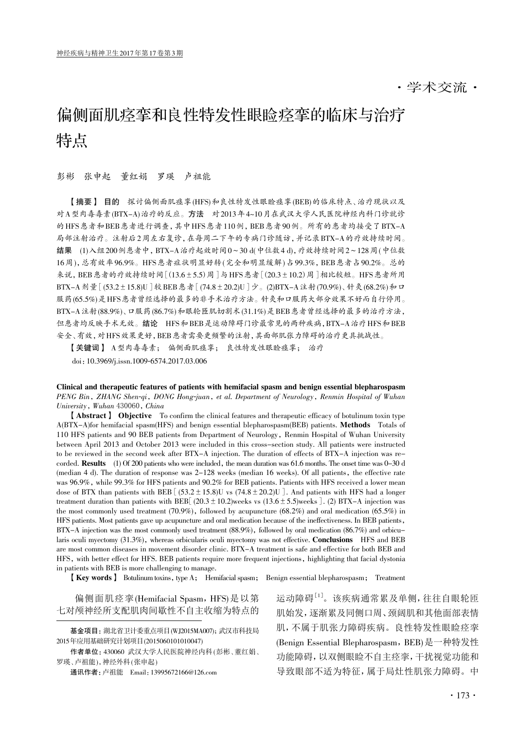·学术交流·

# 偏侧面肌痉挛和良性特发性眼睑痉挛的临床与治疗特点

彭彬　张申起　董红娟　罗瑛　卢祖能

【摘要】 **目的**　探讨偏侧面肌痉挛(HFS)和良性特发性眼睑痉挛(BEB)的临床特点、治疗现状以及对A型肉毒毒素(BTX-A)治疗的反应。**方法**　对2013年4~10月在武汉大学人民医院神经内科门诊就诊的HFS患者和BEB患者进行调查，其中HFS患者110例，BEB患者90例。所有的患者均接受了BTX-A局部注射治疗。注射后2周左右复诊，在每周二下午的专病门诊随访，并记录BTX-A的疗效持续时间。**结果**　(1)入组200例患者中，BTX-A治疗起效时间0~30 d(中位数4 d)，疗效持续时间2~128周(中位数16周)，总有效率96.9%。HFS患者症状明显好转(完全和明显缓解)占99.3%，BEB患者占90.2%。总的来说，BEB患者的疗效持续时间[(13.6±5.5)周]与HFS患者[(20.3±10.2)周]相比较短。HFS患者所用BTX-A剂量[(53.2±15.8)U]较BEB患者[(74.8±20.2)U]少。(2)BTX-A注射(70.9%)、针灸(68.2%)和口服药(65.5%)是HFS患者曾经选择的最多的非手术治疗方法。针灸和口服药大部分效果不好而自行停用。BTX-A注射(88.9%)、口服药(86.7%)和眼轮匝肌切割术(31.1%)是BEB患者曾经选择的最多的治疗方法，但患者均反映手术无效。**结论**　HFS和BEB是运动障碍门诊最常见的两种疾病，BTX-A治疗HFS和BEB安全、有效，对HFS效果更好，BEB患者需要更频繁的注射，其面部肌张力障碍的治疗更具挑战性。

【关键词】 A型肉毒毒素；　偏侧面肌痉挛；　良性特发性眼睑痉挛；　治疗

doi：10.3969/j.issn.1009-6574.2017.03.006

**Clinical and therapeutic features of patients with hemifacial spasm and benign essential blepharospasm**

*PENG Bin, ZHANG Shen-qi, DONG Hong-juan, et al. Department of Neurology, Renmin Hospital of Wuhan University, Wuhan* 430060, *China*

【Abstract】 **Objective**　To confirm the clinical features and therapeutic efficacy of botulinum toxin type A(BTX-A)for hemifacial spasm(HFS) and benign essential blepharospasm(BEB) patients. **Methods**　Totals of 110 HFS patients and 90 BEB patients from Department of Neurology, Renmin Hospital of Wuhan University between April 2013 and October 2013 were included in this cross-section study. All patients were instructed to be reviewed in the second week after BTX-A injection. The duration of effects of BTX-A injection was recorded. **Results**　(1) Of 200 patients who were included, the mean duration was 61.6 months. The onset time was 0-30 d (median 4 d). The duration of response was 2-128 weeks (median 16 weeks). Of all patients, the effective rate was 96.9%, while 99.3% for HFS patients and 90.2% for BEB patients. Patients with HFS received a lower mean dose of BTX than patients with BEB [(53.2±15.8)U vs (74.8±20.2)U]. And patients with HFS had a longer treatment duration than patients with BEB[(20.3±10.2)weeks vs (13.6±5.5)weeks]. (2) BTX-A injection was the most commonly used treatment (70.9%), followed by acupuncture (68.2%) and oral medication (65.5%) in HFS patients. Most patients gave up acupuncture and oral medication because of the ineffectiveness. In BEB patients, BTX-A injection was the most commonly used treatment (88.9%), followed by oral medication (86.7%) and orbicularis oculi myectomy (31.3%), whereas orbicularis oculi myectomy was not effective. **Conclusions**　HFS and BEB are most common diseases in movement disorder clinic. BTX-A treatment is safe and effective for both BEB and HFS, with better effect for HFS. BEB patients require more frequent injections, highlighting that facial dystonia in patients with BEB is more challenging to manage.

【Key words】 Botulinum toxins, type A;　Hemifacial spasm;　Benign essential blepharospasm;　Treatment

偏侧面肌痉挛(Hemifacial Spasm，HFS)是以第七对颅神经所支配肌肉间歇性不自主收缩为特点的运动障碍[1]。该疾病通常累及单侧，往往自眼轮匝肌始发，逐渐累及同侧口周、颈阔肌和其他面部表情肌，不属于肌张力障碍疾病。良性特发性眼睑痉挛(Benign Essential Blepharospasm，BEB)是一种特发性功能障碍，以双侧眼睑不自主痉挛，干扰视觉功能和导致眼部不适为特征，属于局灶性肌张力障碍。中

---

基金项目：湖北省卫计委重点项目(WJ2015MA007)；武汉市科技局2015年应用基础研究计划项目(2015060101010047)

作者单位：430060 武汉大学人民医院神经内科(彭彬、董红娟、罗瑛、卢祖能)，神经外科(张申起)

通讯作者：卢祖能　Email：13995672166@126.com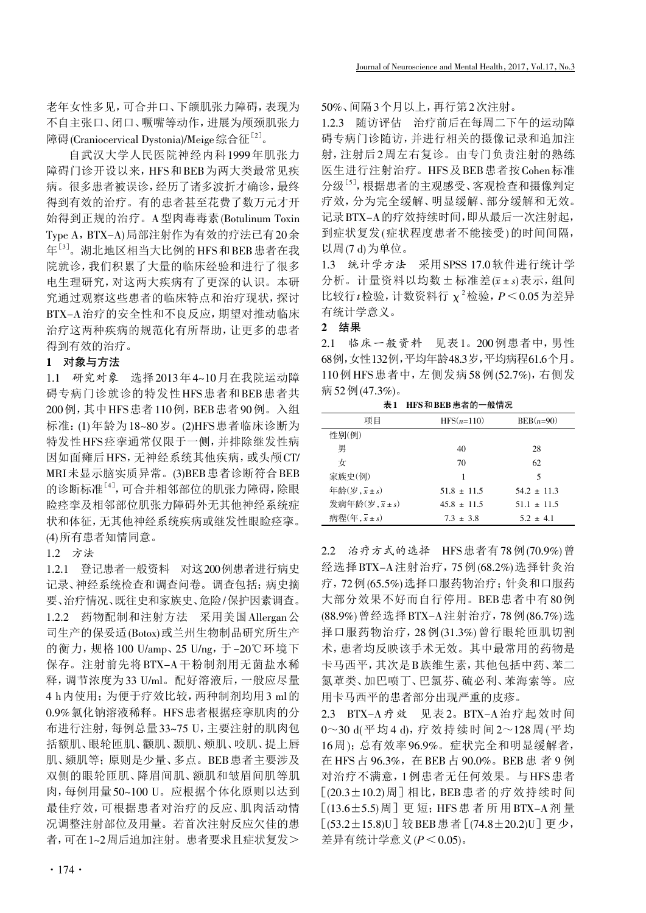老年女性多见，可合并口、下颌肌张力障碍，表现为不自主张口、闭口、噘嘴等动作，进展为颅颈肌张力障碍(Craniocervical Dystonia)/Meige综合征[2]。

自武汉大学人民医院神经内科1999年肌张力障碍门诊开设以来，HFS和BEB为两大类最常见疾病。很多患者被误诊，经历了诸多波折才确诊，最终得到有效的治疗。有的患者甚至花费了数万元才开始得到正规的治疗。A型肉毒毒素(Botulinum Toxin Type A，BTX-A)局部注射作为有效的疗法已有20余年[3]。湖北地区相当大比例的HFS和BEB患者在我院就诊，我们积累了大量的临床经验和进行了很多电生理研究，对这两大疾病有了更深的认识。本研究通过观察这些患者的临床特点和治疗现状，探讨BTX-A治疗的安全性和不良反应，期望对推动临床治疗这两种疾病的规范化有所帮助，让更多的患者得到有效的治疗。

## 1 对象与方法

1.1 *研究对象* 选择2013年4~10月在我院运动障碍专病门诊就诊的特发性HFS患者和BEB患者共200例，其中HFS患者110例，BEB患者90例。入组标准：(1)年龄为18~80岁。(2)HFS患者临床诊断为特发性HFS痉挛通常仅限于一侧，并排除继发性病因如面瘫后HFS，无神经系统其他疾病，或头颅CT/MRI未显示脑实质异常。(3)BEB患者诊断符合BEB的诊断标准[4]，可合并相邻部位的肌张力障碍，除眼睑痉挛及相邻部位肌张力障碍外无其他神经系统症状和体征，无其他神经系统疾病或继发性眼睑痉挛。(4)所有患者知情同意。

1.2 *方法*

1.2.1 登记患者一般资料 对这200例患者进行病史记录、神经系统检查和调查问卷。调查包括：病史摘要、治疗情况、既往史和家族史、危险/保护因素调查。

1.2.2 药物配制和注射方法 采用美国Allergan公司生产的保妥适(Botox)或兰州生物制品研究所生产的衡力，规格100 U/amp、25 U/ng，于-20℃环境下保存。注射前先将BTX-A干粉制剂用无菌盐水稀释，调节浓度为33 U/ml。配好溶液后，一般应尽量4 h内使用；为便于疗效比较，两种制剂均用3 ml的0.9%氯化钠溶液稀释。HFS患者根据痉挛肌肉的分布进行注射，每例总量33~75 U，主要注射的肌肉包括额肌、眼轮匝肌、颧肌、颞肌、颊肌、咬肌、提上唇肌、颏肌等；原则是少量、多点。BEB患者主要涉及双侧的眼轮匝肌、降眉间肌、额肌和皱眉间肌等肌肉，每例用量50~100 U。应根据个体化原则以达到最佳疗效，可根据患者对治疗的反应、肌肉活动情况调整注射部位及用量。若首次注射反应欠佳的患者，可在1~2周后追加注射。患者要求且症状复发>50%、间隔3个月以上，再行第2次注射。

1.2.3 随访评估 治疗前后在每周二下午的运动障碍专病门诊随访，并进行相关的摄像记录和追加注射，注射后2周左右复诊。由专门负责注射的熟练医生进行注射治疗。HFS及BEB患者按Cohen标准分级[5]，根据患者的主观感受、客观检查和摄像判定疗效，分为完全缓解、明显缓解、部分缓解和无效。记录BTX-A的疗效持续时间，即从最后一次注射起，到症状复发(症状程度患者不能接受)的时间间隔，以周(7 d)为单位。

1.3 *统计学方法* 采用SPSS 17.0软件进行统计学分析。计量资料以均数±标准差($\bar{x}\pm s$)表示，组间比较行$t$检验，计数资料行$\chi^2$检验，$P<0.05$为差异有统计学意义。

## 2 结果

2.1 *临床一般资料* 见表1。200例患者中，男性68例，女性132例，平均年龄48.3岁，平均病程61.6个月。110例HFS患者中，左侧发病58例(52.7%)，右侧发病52例(47.3%)。

**表1 HFS和BEB患者的一般情况**

| 项目 | HFS($n$=110) | BEB($n$=90) |
|---|---|---|
| 性别(例) | | |
| 男 | 40 | 28 |
| 女 | 70 | 62 |
| 家族史(例) | 1 | 5 |
| 年龄(岁，$\bar{x}\pm s$) | 51.8 ± 11.5 | 54.2 ± 11.3 |
| 发病年龄(岁，$\bar{x}\pm s$) | 45.8 ± 11.5 | 51.1 ± 11.5 |
| 病程(年，$\bar{x}\pm s$) | 7.3 ± 3.8 | 5.2 ± 4.1 |

2.2 *治疗方式的选择* HFS患者有78例(70.9%)曾经选择BTX-A注射治疗，75例(68.2%)选择针灸治疗，72例(65.5%)选择口服药物治疗；针灸和口服药大部分效果不好而自行停用。BEB患者中有80例(88.9%)曾经选择BTX-A注射治疗，78例(86.7%)选择口服药物治疗，28例(31.3%)曾行眼轮匝肌切割术，患者均反映该手术无效。其中最常用的药物是卡马西平，其次是B族维生素，其他包括中药、苯二氮草类、加巴喷丁、巴氯芬、硫必利、苯海索等。应用卡马西平的患者部分出现严重的皮疹。

2.3 *BTX-A疗效* 见表2。BTX-A治疗起效时间0～30 d(平均4 d)，疗效持续时间2～128周(平均16周)；总有效率96.9%。症状完全和明显缓解者，在HFS占96.3%，在BEB占90.0%。BEB患者9例对治疗不满意，1例患者无任何效果。与HFS患者[(20.3±10.2)周]相比，BEB患者的疗效持续时间[(13.6±5.5)周]更短；HFS患者所用BTX-A剂量[(53.2±15.8)U]较BEB患者[(74.8±20.2)U]更少，差异有统计学意义($P<0.05$)。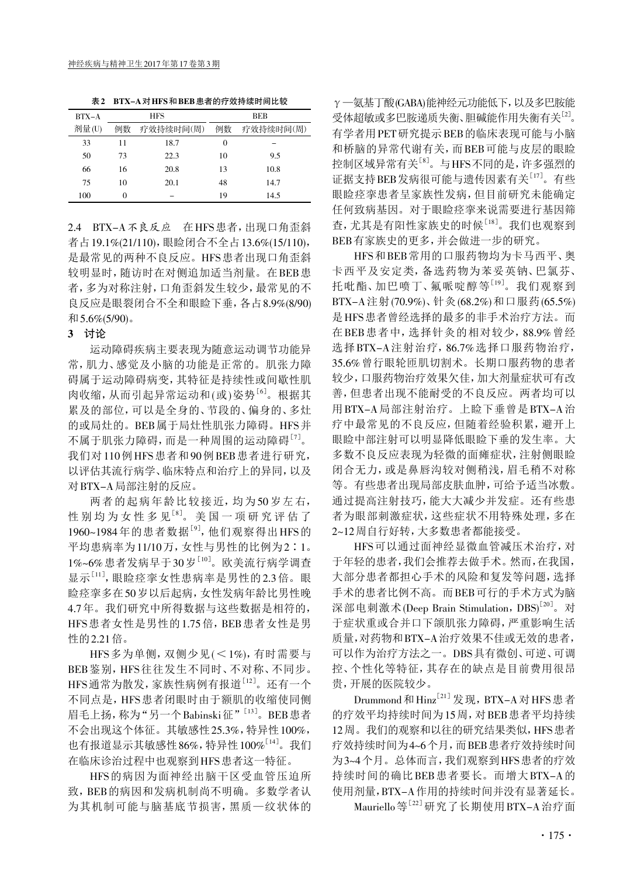表2　BTX-A对HFS和BEB患者的疗效持续时间比较

| BTX-A剂量(U) | HFS | | BEB | |
|---|---|---|---|---|
| | 例数 | 疗效持续时间(周) | 例数 | 疗效持续时间(周) |
| 33 | 11 | 18.7 | 0 | – |
| 50 | 73 | 22.3 | 10 | 9.5 |
| 66 | 16 | 20.8 | 13 | 10.8 |
| 75 | 10 | 20.1 | 48 | 14.7 |
| 100 | 0 | – | 19 | 14.5 |

2.4　BTX-A不良反应　在HFS患者，出现口角歪斜者占19.1%(21/110)，眼睑闭合不全占13.6%(15/110)，是最常见的两种不良反应。HFS患者出现口角歪斜较明显时，随访时在对侧追加适当剂量。在BEB患者，多为对称注射，口角歪斜发生较少，最常见的不良反应是眼裂闭合不全和眼睑下垂，各占8.9%(8/90)和5.6%(5/90)。

## 3　讨论

运动障碍疾病主要表现为随意运动调节功能异常，肌力、感觉及小脑的功能是正常的。肌张力障碍属于运动障碍病变，其特征是持续性或间歇性肌肉收缩，从而引起异常运动和(或)姿势[6]。根据其累及的部位，可以是全身的、节段的、偏身的、多灶的或局灶的。BEB属于局灶性肌张力障碍。HFS并不属于肌张力障碍，而是一种周围的运动障碍[7]。我们对110例HFS患者和90例BEB患者进行研究，以评估其流行病学、临床特点和治疗上的异同，以及对BTX-A局部注射的反应。

两者的起病年龄比较接近，均为50岁左右，性别均为女性多见[8]。美国一项研究评估了1960~1984年的患者数据[9]，他们观察得出HFS的平均患病率为11/10万，女性与男性的比例为2∶1。1%~6%患者发病早于30岁[10]。欧美流行病学调查显示[11]，眼睑痉挛女性患病率是男性的2.3倍。眼睑痉挛多在50岁以后起病，女性发病年龄比男性晚4.7年。我们研究中所得数据与这些数据是相符的，HFS患者女性是男性的1.75倍，BEB患者女性是男性的2.21倍。

HFS多为单侧，双侧少见(＜1%)，有时需要与BEB鉴别，HFS往往发生不同时、不对称、不同步。HFS通常为散发，家族性病例有报道[12]。还有一个不同点是，HFS患者闭眼时由于额肌的收缩使同侧眉毛上扬，称为"另一个Babinski征"[13]。BEB患者不会出现这个体征。其敏感性25.3%，特异性100%，也有报道显示其敏感性86%，特异性100%[14]。我们在临床诊治过程中也观察到HFS患者这一特征。

HFS的病因为面神经出脑干区受血管压迫所致，BEB的病因和发病机制尚不明确。多数学者认为其机制可能与脑基底节损害，黑质—纹状体的γ—氨基丁酸(GABA)能神经元功能低下，以及多巴胺能受体超敏或多巴胺递质失衡、胆碱能作用失衡有关[2]。有学者用PET研究提示BEB的临床表现可能与小脑和桥脑的异常代谢有关，而BEB可能与皮层的眼睑控制区域异常有关[8]。与HFS不同的是，许多强烈的证据支持BEB发病很可能与遗传因素有关[17]。有些眼睑痉挛患者呈家族性发病，但目前研究未能确定任何致病基因。对于眼睑痉挛来说需要进行基因筛查，尤其是有阳性家族史的时候[18]。我们也观察到BEB有家族史的更多，并会做进一步的研究。

HFS和BEB常用的口服药物均为卡马西平、奥卡西平及安定类，备选药物为苯妥英钠、巴氯芬、托吡酯、加巴喷丁、氟哌啶醇等[19]。我们观察到BTX-A注射(70.9%)、针灸(68.2%)和口服药(65.5%)是HFS患者曾经选择的最多的非手术治疗方法。而在BEB患者中，选择针灸的相对较少，88.9%曾经选择BTX-A注射治疗，86.7%选择口服药物治疗，35.6%曾行眼轮匝肌切割术。长期口服药物的患者较少，口服药物治疗效果欠佳，加大剂量症状可有改善，但患者出现不能耐受的不良反应。两者均可以用BTX-A局部注射治疗。上睑下垂曾是BTX-A治疗中最常见的不良反应，但随着经验积累，避开上眼睑中部注射可以明显降低眼睑下垂的发生率。大多数不良反应表现为轻微的面瘫症状，注射侧眼睑闭合无力，或是鼻唇沟较对侧稍浅，眉毛稍不对称等。有些患者出现局部皮肤血肿，可给予适当冰敷。通过提高注射技巧，能大大减少并发症。还有些患者为眼部刺激症状，这些症状不用特殊处理，多在2~12周自行好转，大多数患者都能接受。

HFS可以通过面神经显微血管减压术治疗，对于年轻的患者，我们会推荐去做手术。然而，在我国，大部分患者都担心手术的风险和复发等问题，选择手术的患者比例不高。而BEB可行的手术方式为脑深部电刺激术(Deep Brain Stimulation，DBS)[20]。对于症状重或合并口下颌肌张力障碍，严重影响生活质量，对药物和BTX-A治疗效果不佳或无效的患者，可以作为治疗方法之一。DBS具有微创、可逆、可调控、个性化等特征，其存在的缺点是目前费用很昂贵，开展的医院较少。

Drummond和Hinz[21]发现，BTX-A对HFS患者的疗效平均持续时间为15周，对BEB患者平均持续12周。我们的观察和以往的研究结果类似，HFS患者疗效持续时间为4~6个月，而BEB患者疗效持续时间为3~4个月。总体而言，我们观察到HFS患者的疗效持续时间的确比BEB患者要长。而增大BTX-A的使用剂量，BTX-A作用的持续时间并没有显著延长。

Mauriello等[22]研究了长期使用BTX-A治疗面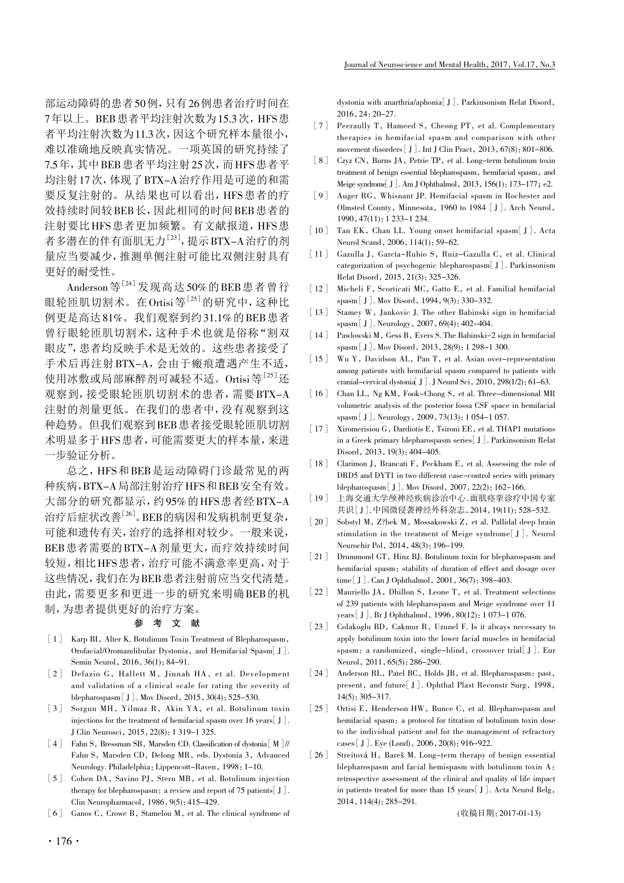部运动障碍的患者50例，只有26例患者治疗时间在7年以上。BEB患者平均注射次数为15.3次，HFS患者平均注射次数为11.3次，因这个研究样本量很小，难以准确地反映真实情况。一项英国的研究持续了7.5年，其中BEB患者平均注射25次，而HFS患者平均注射17次，体现了BTX-A治疗作用是可逆的和需要反复注射的。从结果也可以看出，HFS患者的疗效持续时间较BEB长，因此相同的时间BEB患者的注射要比HFS患者更加频繁。有文献报道，HFS患者多潜在的伴有面肌无力[23]，提示BTX-A治疗的剂量应当要减少，推测单侧注射可能比双侧注射具有更好的耐受性。

Anderson等[24]发现高达50%的BEB患者曾行眼轮匝肌切割术。在Ortisi等[25]的研究中，这种比例更是高达81%。我们观察到约31.1%的BEB患者曾行眼轮匝肌切割术，这种手术也就是俗称"割双眼皮"，患者均反映手术是无效的。这些患者接受了手术后再注射BTX-A，会由于瘢痕遭遇产生不适，使用冰敷或局部麻醉剂可减轻不适。Ortisi等[25]还观察到，接受眼轮匝肌切割术的患者，需要BTX-A注射的剂量更低。在我们的患者中，没有观察到这种趋势。但我们观察到BEB患者接受眼轮匝肌切割术明显多于HFS患者，可能需要更大的样本量，来进一步验证分析。

总之，HFS和BEB是运动障碍门诊最常见的两种疾病，BTX-A局部注射治疗HFS和BEB安全有效。大部分的研究都显示，约95%的HFS患者经BTX-A治疗后症状改善[26]。BEB的病因和发病机制更复杂，可能和遗传有关，治疗的选择相对较少。一般来说，BEB患者需要的BTX-A剂量更大，而疗效持续时间较短，相比HFS患者，治疗可能不满意率更高，对于这些情况，我们在为BEB患者注射前应当交代清楚。由此，需要更多和更进一步的研究来明确BEB的机制，为患者提供更好的治疗方案。

## 参 考 文 献

[1] Karp BI, Alter K. Botulinum Toxin Treatment of Blepharospasm, Orofacial/Oromandibular Dystonia, and Hemifacial Spasm[J]. Semin Neurol, 2016, 36(1): 84–91.

[2] Defazio G, Hallett M, Jinnah HA, et al. Development and validation of a clinical scale for rating the severity of blepharospasm[J]. Mov Disord, 2015, 30(4): 525–530.

[3] Sorgun MH, Yilmaz R, Akin YA, et al. Botulinum toxin injections for the treatment of hemifacial spasm over 16 years[J]. J Clin Neurosci, 2015, 22(8): 1 319–1 325.

[4] Fahn S, Bressman SB, Marsden CD. Classification of dystonia[M]// Fahn S, Marsden CD, Delong MR, eds. Dystonia 3, Advanced Neurology. Philadelphia: Lippencott–Raven, 1998: 1–10.

[5] Cohen DA, Savino PJ, Stern MB, et al. Botulinum injection therapy for blepharospasm: a review and report of 75 patients[J]. Clin Neuropharmacol, 1986, 9(5): 415–429.

[6] Ganos C, Crowe B, Stamelou M, et al. The clinical syndrome of dystonia with anarthria/aphonia[J]. Parkinsonism Relat Disord, 2016, 24: 20–27.

[7] Peeraully T, Hameed S, Cheong PT, et al. Complementary therapies in hemifacial spasm and comparison with other movement disorders[J]. Int J Clin Pract, 2013, 67(8): 801–806.

[8] Czyz CN, Burns JA, Petrie TP, et al. Long-term botulinum toxin treatment of benign essential blepharospasm, hemifacial spasm, and Meige syndrome[J]. Am J Ophthalmol, 2013, 156(1): 173–177; e2.

[9] Auger RG, Whisnant JP. Hemifacial spasm in Rochester and Olmsted County, Minnesota, 1960 to 1984[J]. Arch Neurol, 1990, 47(11): 1 233–1 234.

[10] Tan EK, Chan LL. Young onset hemifacial spasm[J]. Acta Neurol Scand, 2006, 114(1): 59–62.

[11] Gazulla J, García-Rubio S, Ruiz-Gazulla C, et al. Clinical categorization of psychogenic blepharospasm[J]. Parkinsonism Relat Disord, 2015, 21(3): 325–326.

[12] Micheli F, Scorticati MC, Gatto E, et al. Familial hemifacial spasm[J]. Mov Disord, 1994, 9(3): 330–332.

[13] Stamey W, Jankovic J. The other Babinski sign in hemifacial spasm[J]. Neurology, 2007, 69(4): 402–404.

[14] Pawlowski M, Gess B, Evers S. The Babinski-2 sign in hemifacial spasm[J]. Mov Disord, 2013, 28(9): 1 298–1 300.

[15] Wu Y, Davidson AL, Pan T, et al. Asian over-representation among patients with hemifacial spasm compared to patients with cranial-cervical dystonia[J]. J Neurol Sci, 2010, 298(1/2): 61–63.

[16] Chan LL, Ng KM, Fook-Chong S, et al. Three-dimensional MR volumetric analysis of the posterior fossa CSF space in hemifacial spasm[J]. Neurology, 2009, 73(13): 1 054–1 057.

[17] Xiromerisiou G, Dardiotis E, Tsironi EE, et al. THAP1 mutations in a Greek primary blepharospasm series[J]. Parkinsonism Relat Disord, 2013, 19(3): 404–405.

[18] Clarimon J, Brancati F, Peckham E, et al. Assessing the role of DRD5 and DYT1 in two different case-control series with primary blepharospasm[J]. Mov Disord, 2007, 22(2): 162–166.

[19] 上海交通大学颅神经疾病诊治中心.面肌痉挛诊疗中国专家共识[J].中国微侵袭神经外科杂志, 2014, 19(11): 528–532.

[20] Sobstyl M, Z?bek M, Mossakowski Z, et al. Pallidal deep brain stimulation in the treatment of Meige syndrome[J]. Neurol Neurochir Pol, 2014, 48(3): 196–199.

[21] Drummond GT, Hinz BJ. Botulinum toxin for blepharospasm and hemifacial spasm: stability of duration of effect and dosage over time[J]. Can J Ophthalmol, 2001, 36(7): 398–403.

[22] Mauriello JA, Dhillon S, Leone T, et al. Treatment selections of 239 patients with blepharospasm and Meige syndrome over 11 years[J]. Br J Ophthalmol, 1996, 80(12): 1 073–1 076.

[23] Colakoglu BD, Cakmur R, Uzunel F. Is it always necessary to apply botulinum toxin into the lower facial muscles in hemifacial spasm: a randomized, single-blind, crossover trial[J]. Eur Neurol, 2011, 65(5): 286–290.

[24] Anderson RL, Patel BC, Holds JB, et al. Blepharospasm: past, present, and future[J]. Ophthal Plast Reconstr Surg, 1998, 14(5): 305–317.

[25] Ortisi E, Henderson HW, Bunce C, et al. Blepharospasm and hemifacial spasm: a protocol for titration of botulinum toxin dose to the individual patient and for the management of refractory cases[J]. Eye (Lond), 2006, 20(8): 916–922.

[26] Streitová H, Bareš M. Long-term therapy of benign essential blepharospasm and facial hemispasm with botulinum toxin A: retrospective assessment of the clinical and quality of life impact in patients treated for more than 15 years[J]. Acta Neurol Belg, 2014, 114(4): 285–291.

(收稿日期：2017-01-13)